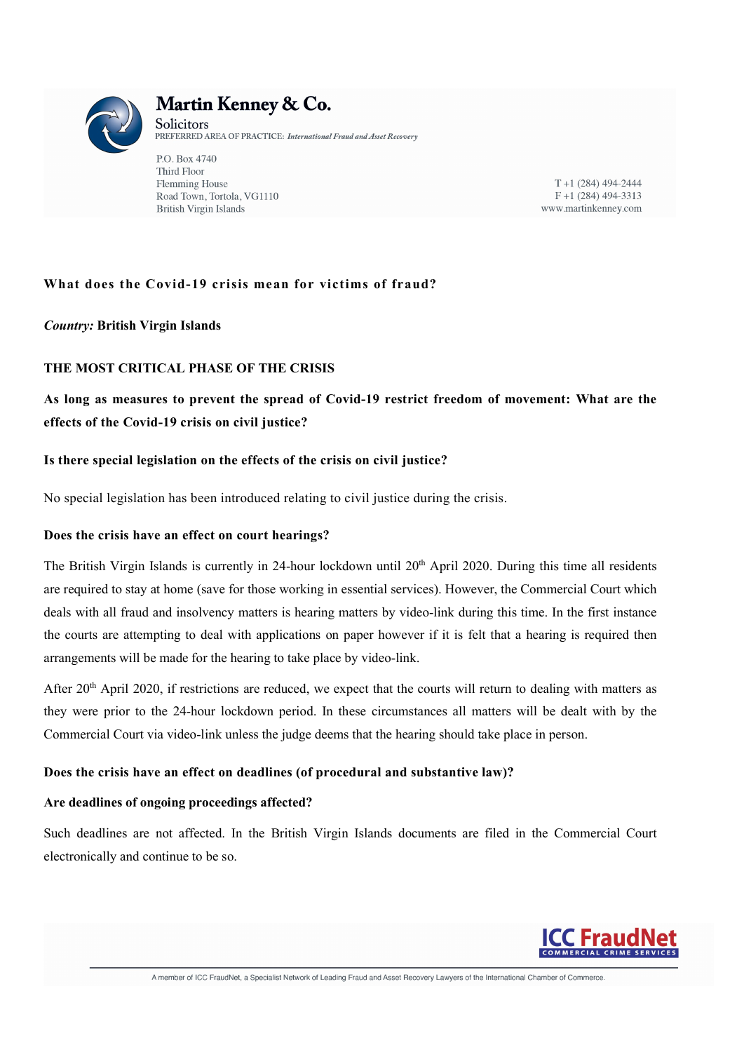**Martin Kenney & Co.**
Solicitors
PREFERRED AREA OF PRACTICE: *International Fraud and Asset Recovery*

P.O. Box 4740
Third Floor
Flemming House
Road Town, Tortola, VG1110
British Virgin Islands

T +1 (284) 494-2444
F +1 (284) 494-3313
www.martinkenney.com

# What does the Covid-19 crisis mean for victims of fraud?

*Country:* **British Virgin Islands**

## THE MOST CRITICAL PHASE OF THE CRISIS

### As long as measures to prevent the spread of Covid-19 restrict freedom of movement: What are the effects of the Covid-19 crisis on civil justice?

#### Is there special legislation on the effects of the crisis on civil justice?

No special legislation has been introduced relating to civil justice during the crisis.

#### Does the crisis have an effect on court hearings?

The British Virgin Islands is currently in 24-hour lockdown until 20th April 2020. During this time all residents are required to stay at home (save for those working in essential services). However, the Commercial Court which deals with all fraud and insolvency matters is hearing matters by video-link during this time. In the first instance the courts are attempting to deal with applications on paper however if it is felt that a hearing is required then arrangements will be made for the hearing to take place by video-link.

After 20th April 2020, if restrictions are reduced, we expect that the courts will return to dealing with matters as they were prior to the 24-hour lockdown period. In these circumstances all matters will be dealt with by the Commercial Court via video-link unless the judge deems that the hearing should take place in person.

#### Does the crisis have an effect on deadlines (of procedural and substantive law)?

#### Are deadlines of ongoing proceedings affected?

Such deadlines are not affected. In the British Virgin Islands documents are filed in the Commercial Court electronically and continue to be so.

ICC FraudNet COMMERCIAL CRIME SERVICES

A member of ICC FraudNet, a Specialist Network of Leading Fraud and Asset Recovery Lawyers of the International Chamber of Commerce.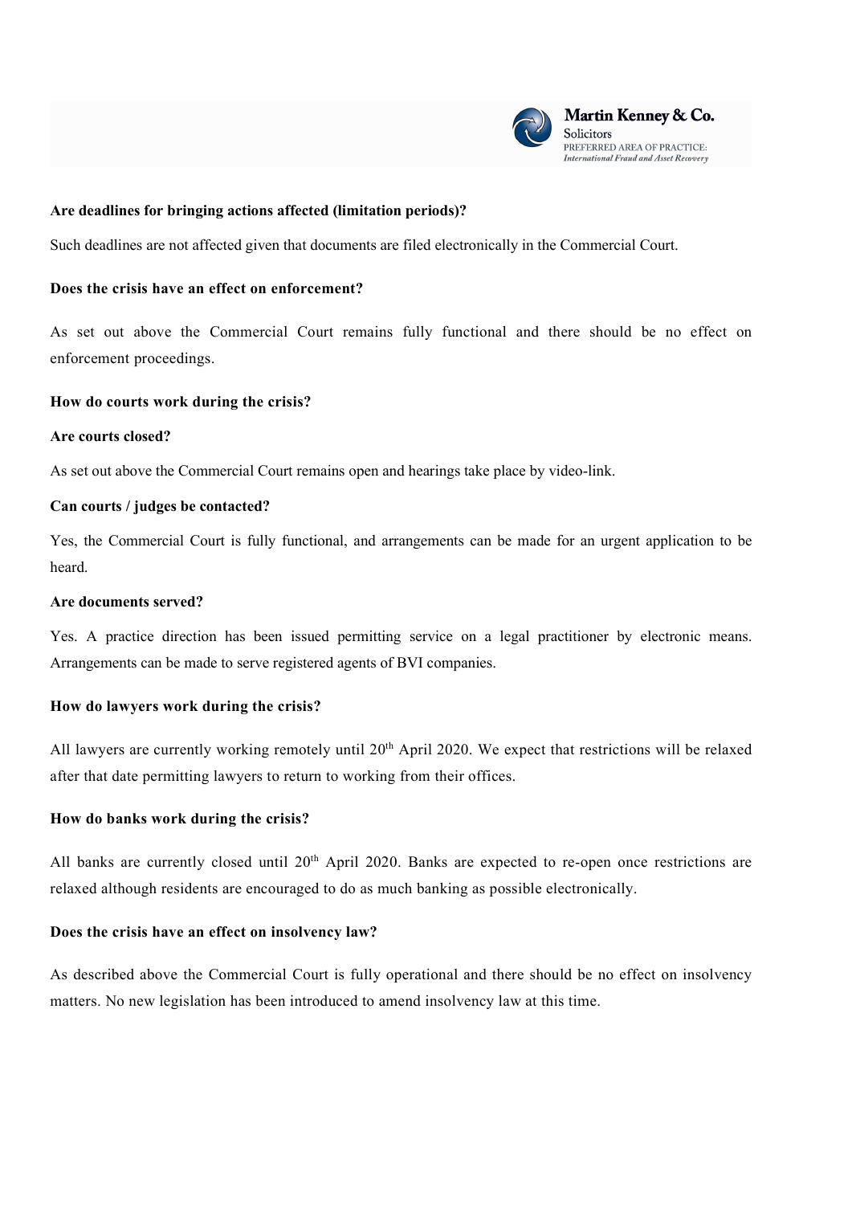**Are deadlines for bringing actions affected (limitation periods)?**

Such deadlines are not affected given that documents are filed electronically in the Commercial Court.

**Does the crisis have an effect on enforcement?**

As set out above the Commercial Court remains fully functional and there should be no effect on enforcement proceedings.

**How do courts work during the crisis?**

**Are courts closed?**

As set out above the Commercial Court remains open and hearings take place by video-link.

**Can courts / judges be contacted?**

Yes, the Commercial Court is fully functional, and arrangements can be made for an urgent application to be heard.

**Are documents served?**

Yes. A practice direction has been issued permitting service on a legal practitioner by electronic means. Arrangements can be made to serve registered agents of BVI companies.

**How do lawyers work during the crisis?**

All lawyers are currently working remotely until 20th April 2020. We expect that restrictions will be relaxed after that date permitting lawyers to return to working from their offices.

**How do banks work during the crisis?**

All banks are currently closed until 20th April 2020. Banks are expected to re-open once restrictions are relaxed although residents are encouraged to do as much banking as possible electronically.

**Does the crisis have an effect on insolvency law?**

As described above the Commercial Court is fully operational and there should be no effect on insolvency matters. No new legislation has been introduced to amend insolvency law at this time.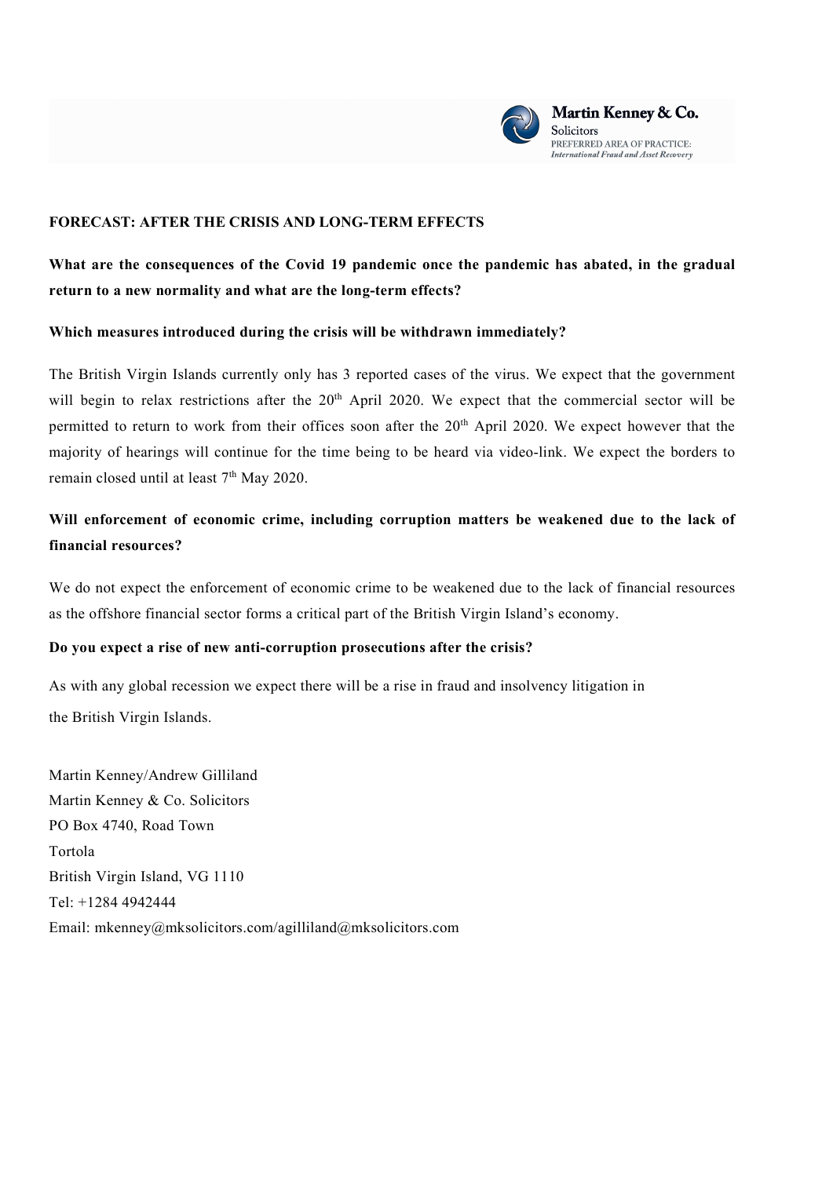## FORECAST: AFTER THE CRISIS AND LONG-TERM EFFECTS

**What are the consequences of the Covid 19 pandemic once the pandemic has abated, in the gradual return to a new normality and what are the long-term effects?**

**Which measures introduced during the crisis will be withdrawn immediately?**

The British Virgin Islands currently only has 3 reported cases of the virus. We expect that the government will begin to relax restrictions after the 20th April 2020. We expect that the commercial sector will be permitted to return to work from their offices soon after the 20th April 2020. We expect however that the majority of hearings will continue for the time being to be heard via video-link. We expect the borders to remain closed until at least 7th May 2020.

**Will enforcement of economic crime, including corruption matters be weakened due to the lack of financial resources?**

We do not expect the enforcement of economic crime to be weakened due to the lack of financial resources as the offshore financial sector forms a critical part of the British Virgin Island's economy.

**Do you expect a rise of new anti-corruption prosecutions after the crisis?**

As with any global recession we expect there will be a rise in fraud and insolvency litigation in the British Virgin Islands.

Martin Kenney/Andrew Gilliland
Martin Kenney & Co. Solicitors
PO Box 4740, Road Town
Tortola
British Virgin Island, VG 1110
Tel: +1284 4942444
Email: mkenney@mksolicitors.com/agilliland@mksolicitors.com